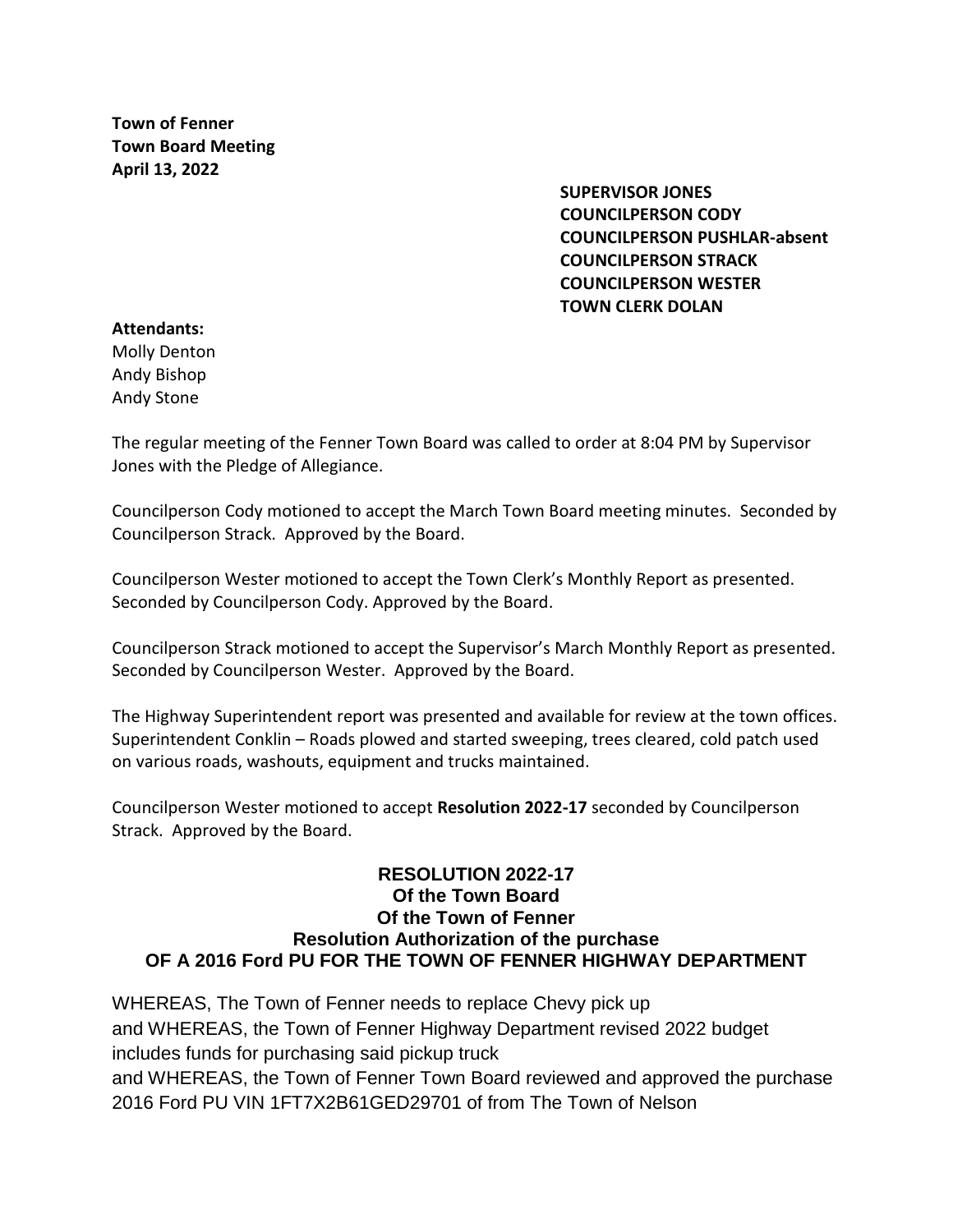**Town of Fenner**
**Town Board Meeting**
**April 13, 2022**

**SUPERVISOR JONES**
**COUNCILPERSON CODY**
**COUNCILPERSON PUSHLAR-absent**
**COUNCILPERSON STRACK**
**COUNCILPERSON WESTER**
**TOWN CLERK DOLAN**

**Attendants:**
Molly Denton
Andy Bishop
Andy Stone

The regular meeting of the Fenner Town Board was called to order at 8:04 PM by Supervisor Jones with the Pledge of Allegiance.

Councilperson Cody motioned to accept the March Town Board meeting minutes. Seconded by Councilperson Strack. Approved by the Board.

Councilperson Wester motioned to accept the Town Clerk's Monthly Report as presented. Seconded by Councilperson Cody. Approved by the Board.

Councilperson Strack motioned to accept the Supervisor's March Monthly Report as presented. Seconded by Councilperson Wester. Approved by the Board.

The Highway Superintendent report was presented and available for review at the town offices. Superintendent Conklin – Roads plowed and started sweeping, trees cleared, cold patch used on various roads, washouts, equipment and trucks maintained.

Councilperson Wester motioned to accept **Resolution 2022-17** seconded by Councilperson Strack. Approved by the Board.

**RESOLUTION 2022-17**
**Of the Town Board**
**Of the Town of Fenner**
**Resolution Authorization of the purchase**
**OF A 2016 Ford PU FOR THE TOWN OF FENNER HIGHWAY DEPARTMENT**

WHEREAS, The Town of Fenner needs to replace Chevy pick up
and WHEREAS, the Town of Fenner Highway Department revised 2022 budget includes funds for purchasing said pickup truck
and WHEREAS, the Town of Fenner Town Board reviewed and approved the purchase 2016 Ford PU VIN 1FT7X2B61GED29701 of from The Town of Nelson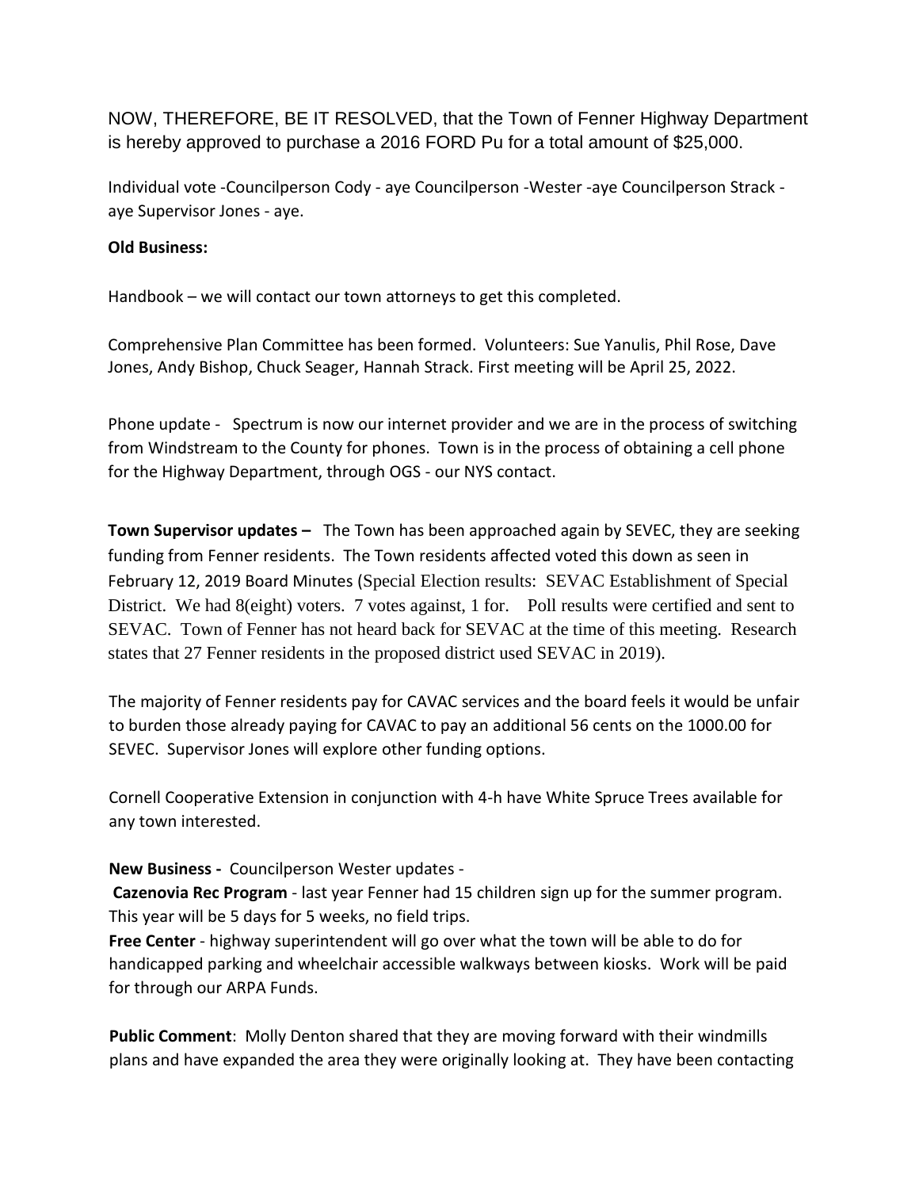NOW, THEREFORE, BE IT RESOLVED, that the Town of Fenner Highway Department is hereby approved to purchase a 2016 FORD Pu for a total amount of $25,000.

Individual vote -Councilperson Cody - aye Councilperson -Wester -aye Councilperson Strack - aye Supervisor Jones - aye.

**Old Business:**

Handbook – we will contact our town attorneys to get this completed.

Comprehensive Plan Committee has been formed. Volunteers: Sue Yanulis, Phil Rose, Dave Jones, Andy Bishop, Chuck Seager, Hannah Strack. First meeting will be April 25, 2022.

Phone update - Spectrum is now our internet provider and we are in the process of switching from Windstream to the County for phones. Town is in the process of obtaining a cell phone for the Highway Department, through OGS - our NYS contact.

**Town Supervisor updates –** The Town has been approached again by SEVEC, they are seeking funding from Fenner residents. The Town residents affected voted this down as seen in February 12, 2019 Board Minutes (Special Election results: SEVAC Establishment of Special District. We had 8(eight) voters. 7 votes against, 1 for. Poll results were certified and sent to SEVAC. Town of Fenner has not heard back for SEVAC at the time of this meeting. Research states that 27 Fenner residents in the proposed district used SEVAC in 2019).

The majority of Fenner residents pay for CAVAC services and the board feels it would be unfair to burden those already paying for CAVAC to pay an additional 56 cents on the 1000.00 for SEVEC. Supervisor Jones will explore other funding options.

Cornell Cooperative Extension in conjunction with 4-h have White Spruce Trees available for any town interested.

**New Business -** Councilperson Wester updates -

**Cazenovia Rec Program** - last year Fenner had 15 children sign up for the summer program. This year will be 5 days for 5 weeks, no field trips.

**Free Center** - highway superintendent will go over what the town will be able to do for handicapped parking and wheelchair accessible walkways between kiosks. Work will be paid for through our ARPA Funds.

**Public Comment**: Molly Denton shared that they are moving forward with their windmills plans and have expanded the area they were originally looking at. They have been contacting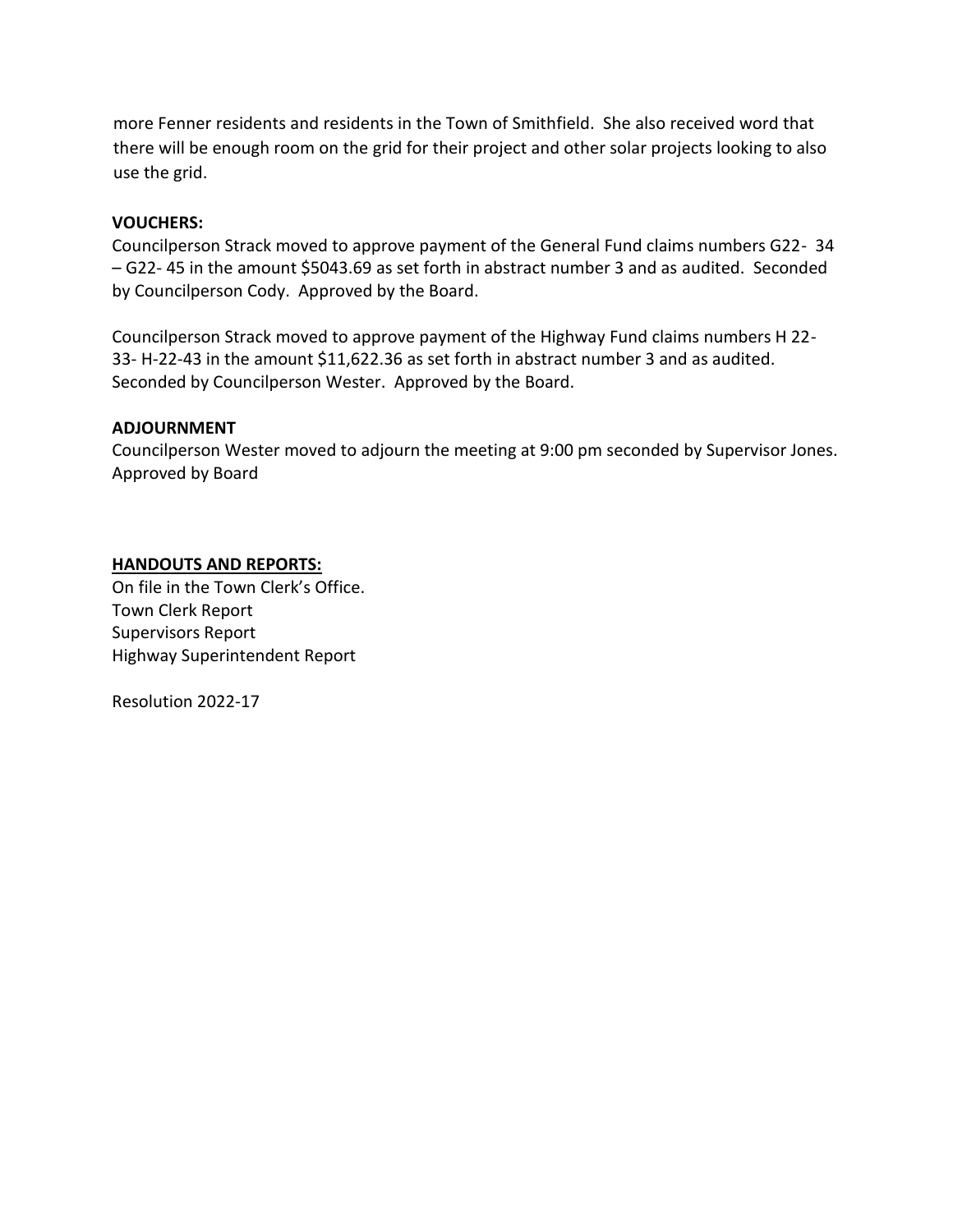more Fenner residents and residents in the Town of Smithfield. She also received word that there will be enough room on the grid for their project and other solar projects looking to also use the grid.

**VOUCHERS:**

Councilperson Strack moved to approve payment of the General Fund claims numbers G22- 34 – G22- 45 in the amount $5043.69 as set forth in abstract number 3 and as audited. Seconded by Councilperson Cody. Approved by the Board.

Councilperson Strack moved to approve payment of the Highway Fund claims numbers H 22-33- H-22-43 in the amount $11,622.36 as set forth in abstract number 3 and as audited. Seconded by Councilperson Wester. Approved by the Board.

**ADJOURNMENT**

Councilperson Wester moved to adjourn the meeting at 9:00 pm seconded by Supervisor Jones. Approved by Board

**HANDOUTS AND REPORTS:**

On file in the Town Clerk's Office.
Town Clerk Report
Supervisors Report
Highway Superintendent Report

Resolution 2022-17